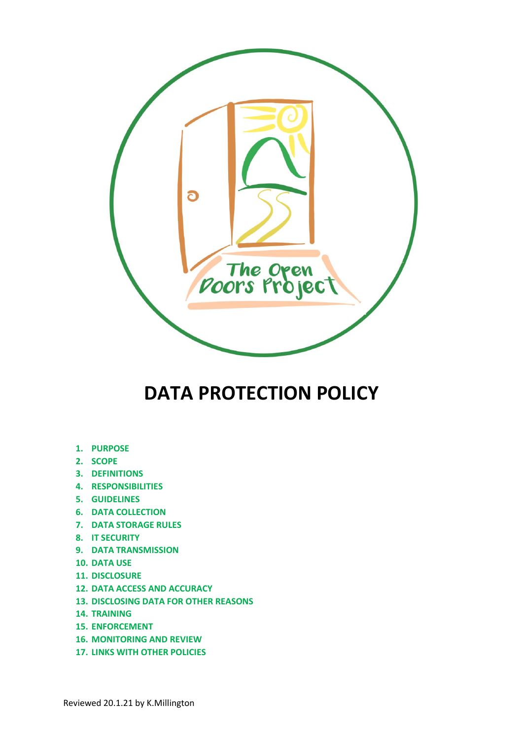# DATA PROTECTION POLICY

1. PURPOSE
2. SCOPE
3. DEFINITIONS
4. RESPONSIBILITIES
5. GUIDELINES
6. DATA COLLECTION
7. DATA STORAGE RULES
8. IT SECURITY
9. DATA TRANSMISSION
10. DATA USE
11. DISCLOSURE
12. DATA ACCESS AND ACCURACY
13. DISCLOSING DATA FOR OTHER REASONS
14. TRAINING
15. ENFORCEMENT
16. MONITORING AND REVIEW
17. LINKS WITH OTHER POLICIES

Reviewed 20.1.21 by K.Millington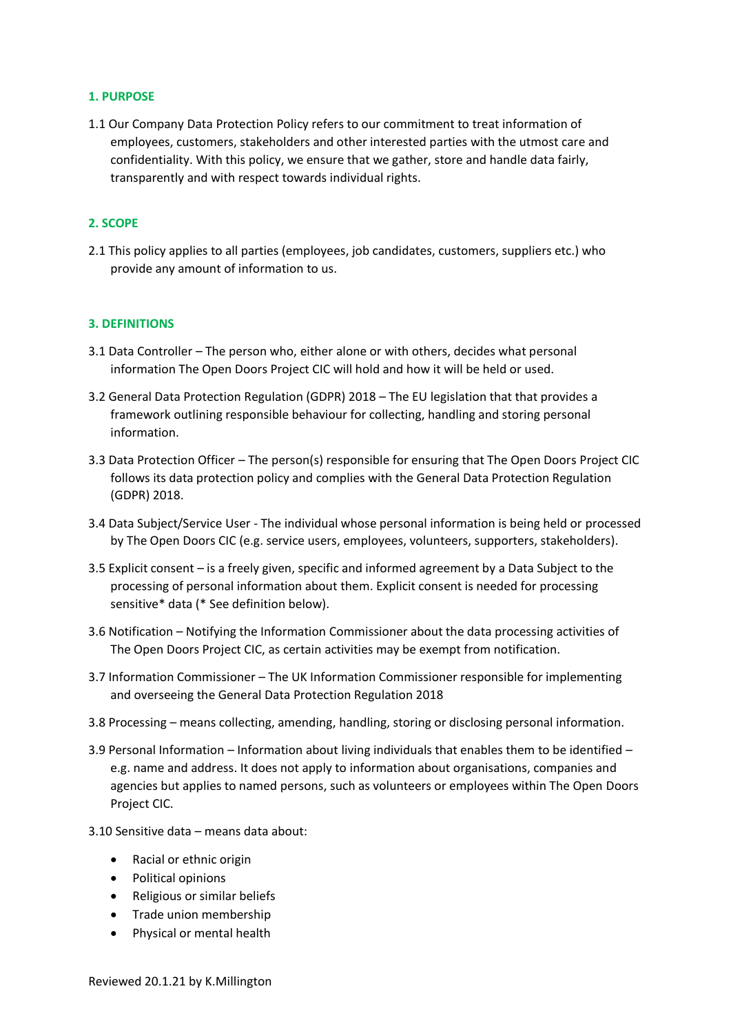**1. PURPOSE**

1.1 Our Company Data Protection Policy refers to our commitment to treat information of employees, customers, stakeholders and other interested parties with the utmost care and confidentiality. With this policy, we ensure that we gather, store and handle data fairly, transparently and with respect towards individual rights.

**2. SCOPE**

2.1 This policy applies to all parties (employees, job candidates, customers, suppliers etc.) who provide any amount of information to us.

**3. DEFINITIONS**

3.1 Data Controller – The person who, either alone or with others, decides what personal information The Open Doors Project CIC will hold and how it will be held or used.

3.2 General Data Protection Regulation (GDPR) 2018 – The EU legislation that that provides a framework outlining responsible behaviour for collecting, handling and storing personal information.

3.3 Data Protection Officer – The person(s) responsible for ensuring that The Open Doors Project CIC follows its data protection policy and complies with the General Data Protection Regulation (GDPR) 2018.

3.4 Data Subject/Service User - The individual whose personal information is being held or processed by The Open Doors CIC (e.g. service users, employees, volunteers, supporters, stakeholders).

3.5 Explicit consent – is a freely given, specific and informed agreement by a Data Subject to the processing of personal information about them. Explicit consent is needed for processing sensitive* data (* See definition below).

3.6 Notification – Notifying the Information Commissioner about the data processing activities of The Open Doors Project CIC, as certain activities may be exempt from notification.

3.7 Information Commissioner – The UK Information Commissioner responsible for implementing and overseeing the General Data Protection Regulation 2018

3.8 Processing – means collecting, amending, handling, storing or disclosing personal information.

3.9 Personal Information – Information about living individuals that enables them to be identified – e.g. name and address. It does not apply to information about organisations, companies and agencies but applies to named persons, such as volunteers or employees within The Open Doors Project CIC.

3.10 Sensitive data – means data about:

- Racial or ethnic origin
- Political opinions
- Religious or similar beliefs
- Trade union membership
- Physical or mental health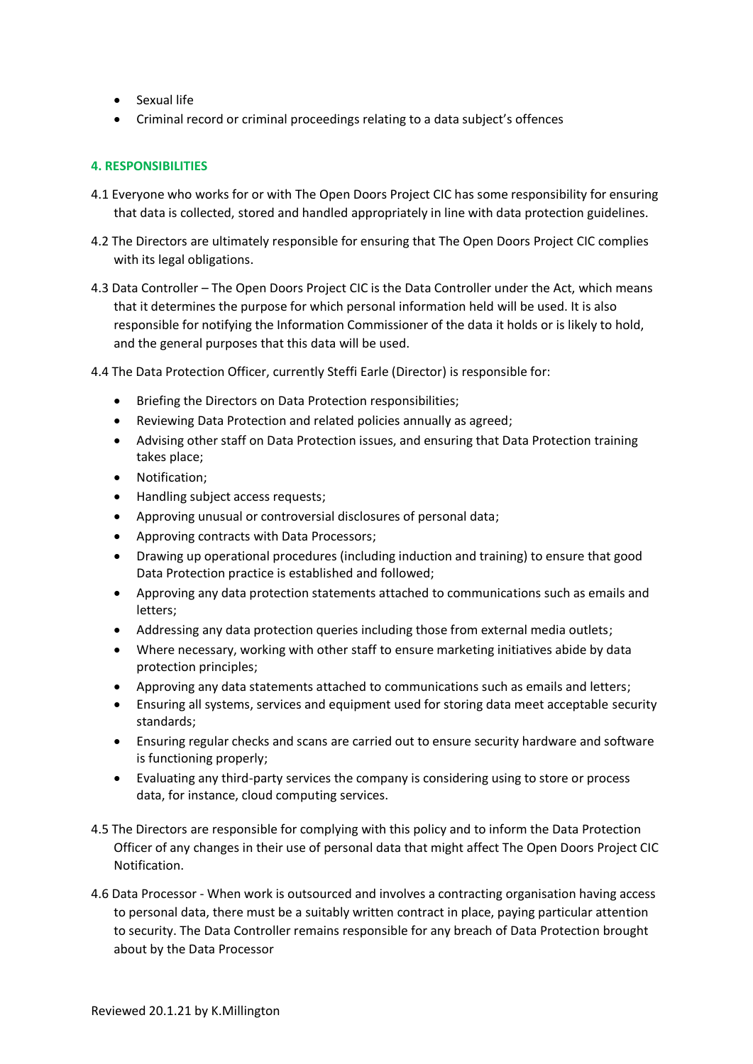- Sexual life
- Criminal record or criminal proceedings relating to a data subject's offences

## 4. RESPONSIBILITIES

4.1 Everyone who works for or with The Open Doors Project CIC has some responsibility for ensuring that data is collected, stored and handled appropriately in line with data protection guidelines.

4.2 The Directors are ultimately responsible for ensuring that The Open Doors Project CIC complies with its legal obligations.

4.3 Data Controller – The Open Doors Project CIC is the Data Controller under the Act, which means that it determines the purpose for which personal information held will be used. It is also responsible for notifying the Information Commissioner of the data it holds or is likely to hold, and the general purposes that this data will be used.

4.4 The Data Protection Officer, currently Steffi Earle (Director) is responsible for:

- Briefing the Directors on Data Protection responsibilities;
- Reviewing Data Protection and related policies annually as agreed;
- Advising other staff on Data Protection issues, and ensuring that Data Protection training takes place;
- Notification;
- Handling subject access requests;
- Approving unusual or controversial disclosures of personal data;
- Approving contracts with Data Processors;
- Drawing up operational procedures (including induction and training) to ensure that good Data Protection practice is established and followed;
- Approving any data protection statements attached to communications such as emails and letters;
- Addressing any data protection queries including those from external media outlets;
- Where necessary, working with other staff to ensure marketing initiatives abide by data protection principles;
- Approving any data statements attached to communications such as emails and letters;
- Ensuring all systems, services and equipment used for storing data meet acceptable security standards;
- Ensuring regular checks and scans are carried out to ensure security hardware and software is functioning properly;
- Evaluating any third-party services the company is considering using to store or process data, for instance, cloud computing services.

4.5 The Directors are responsible for complying with this policy and to inform the Data Protection Officer of any changes in their use of personal data that might affect The Open Doors Project CIC Notification.

4.6 Data Processor - When work is outsourced and involves a contracting organisation having access to personal data, there must be a suitably written contract in place, paying particular attention to security. The Data Controller remains responsible for any breach of Data Protection brought about by the Data Processor

Reviewed 20.1.21 by K.Millington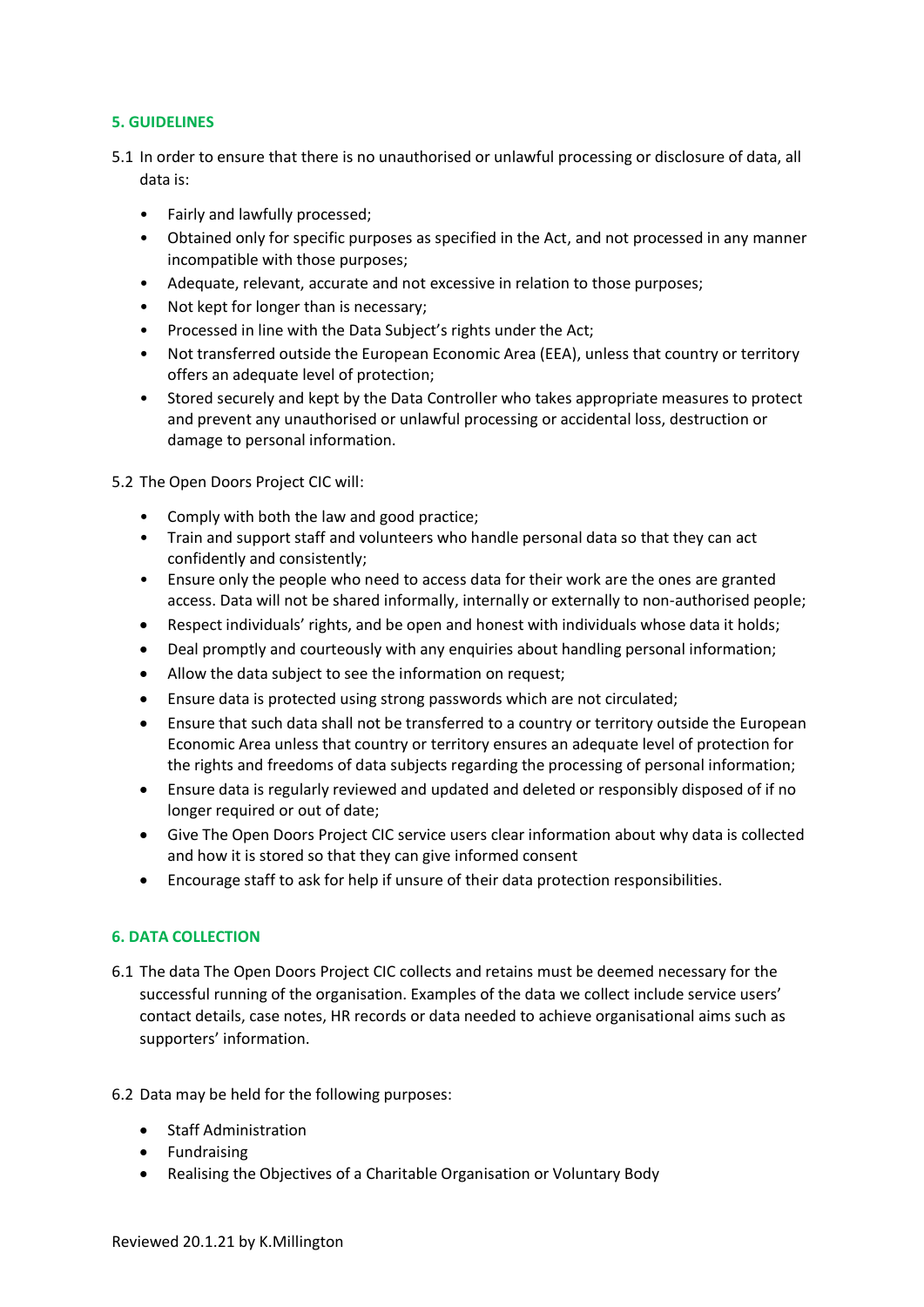## 5. GUIDELINES

5.1 In order to ensure that there is no unauthorised or unlawful processing or disclosure of data, all data is:

- Fairly and lawfully processed;
- Obtained only for specific purposes as specified in the Act, and not processed in any manner incompatible with those purposes;
- Adequate, relevant, accurate and not excessive in relation to those purposes;
- Not kept for longer than is necessary;
- Processed in line with the Data Subject's rights under the Act;
- Not transferred outside the European Economic Area (EEA), unless that country or territory offers an adequate level of protection;
- Stored securely and kept by the Data Controller who takes appropriate measures to protect and prevent any unauthorised or unlawful processing or accidental loss, destruction or damage to personal information.

5.2 The Open Doors Project CIC will:

- Comply with both the law and good practice;
- Train and support staff and volunteers who handle personal data so that they can act confidently and consistently;
- Ensure only the people who need to access data for their work are the ones are granted access. Data will not be shared informally, internally or externally to non-authorised people;
- Respect individuals' rights, and be open and honest with individuals whose data it holds;
- Deal promptly and courteously with any enquiries about handling personal information;
- Allow the data subject to see the information on request;
- Ensure data is protected using strong passwords which are not circulated;
- Ensure that such data shall not be transferred to a country or territory outside the European Economic Area unless that country or territory ensures an adequate level of protection for the rights and freedoms of data subjects regarding the processing of personal information;
- Ensure data is regularly reviewed and updated and deleted or responsibly disposed of if no longer required or out of date;
- Give The Open Doors Project CIC service users clear information about why data is collected and how it is stored so that they can give informed consent
- Encourage staff to ask for help if unsure of their data protection responsibilities.

## 6. DATA COLLECTION

6.1 The data The Open Doors Project CIC collects and retains must be deemed necessary for the successful running of the organisation. Examples of the data we collect include service users' contact details, case notes, HR records or data needed to achieve organisational aims such as supporters' information.

6.2 Data may be held for the following purposes:

- Staff Administration
- Fundraising
- Realising the Objectives of a Charitable Organisation or Voluntary Body

Reviewed 20.1.21 by K.Millington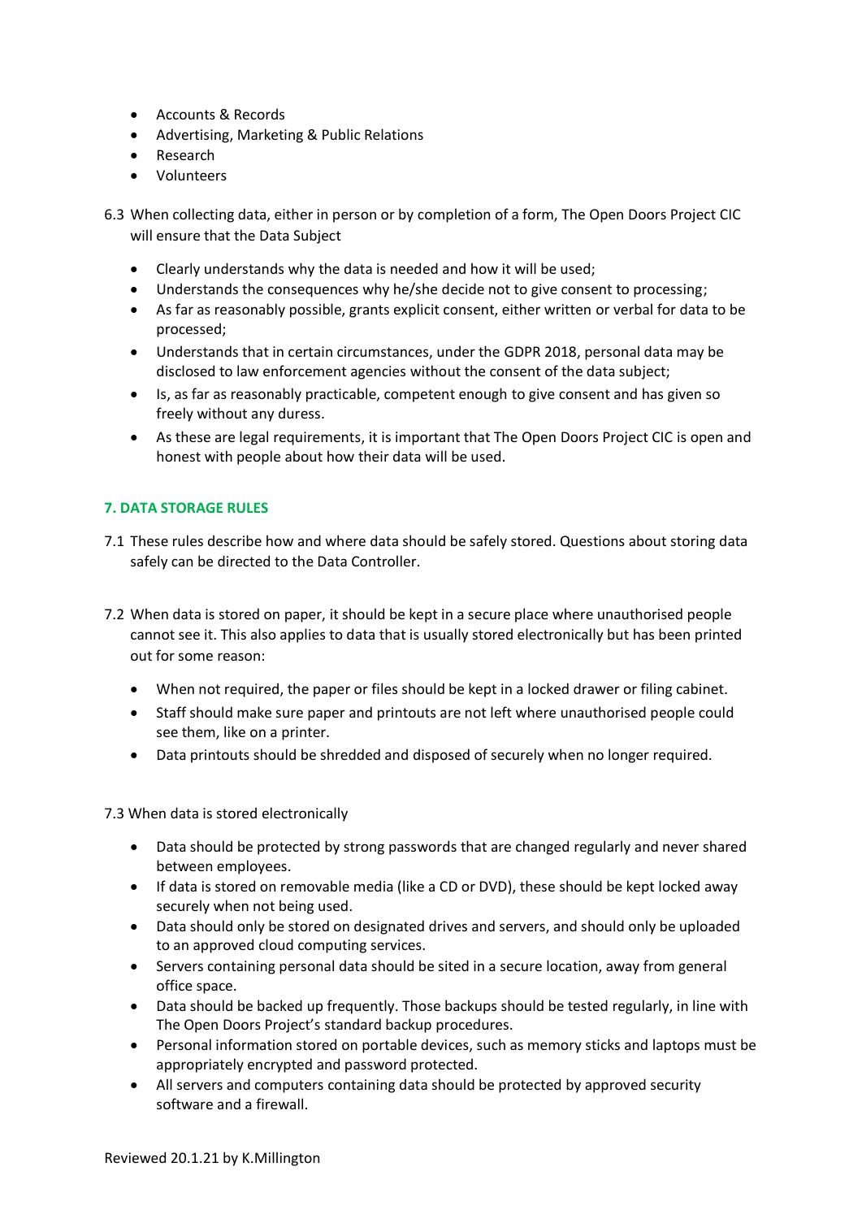- Accounts & Records
- Advertising, Marketing & Public Relations
- Research
- Volunteers

6.3 When collecting data, either in person or by completion of a form, The Open Doors Project CIC will ensure that the Data Subject

- Clearly understands why the data is needed and how it will be used;
- Understands the consequences why he/she decide not to give consent to processing;
- As far as reasonably possible, grants explicit consent, either written or verbal for data to be processed;
- Understands that in certain circumstances, under the GDPR 2018, personal data may be disclosed to law enforcement agencies without the consent of the data subject;
- Is, as far as reasonably practicable, competent enough to give consent and has given so freely without any duress.
- As these are legal requirements, it is important that The Open Doors Project CIC is open and honest with people about how their data will be used.

## 7. DATA STORAGE RULES

7.1 These rules describe how and where data should be safely stored. Questions about storing data safely can be directed to the Data Controller.

7.2 When data is stored on paper, it should be kept in a secure place where unauthorised people cannot see it. This also applies to data that is usually stored electronically but has been printed out for some reason:

- When not required, the paper or files should be kept in a locked drawer or filing cabinet.
- Staff should make sure paper and printouts are not left where unauthorised people could see them, like on a printer.
- Data printouts should be shredded and disposed of securely when no longer required.

7.3 When data is stored electronically

- Data should be protected by strong passwords that are changed regularly and never shared between employees.
- If data is stored on removable media (like a CD or DVD), these should be kept locked away securely when not being used.
- Data should only be stored on designated drives and servers, and should only be uploaded to an approved cloud computing services.
- Servers containing personal data should be sited in a secure location, away from general office space.
- Data should be backed up frequently. Those backups should be tested regularly, in line with The Open Doors Project's standard backup procedures.
- Personal information stored on portable devices, such as memory sticks and laptops must be appropriately encrypted and password protected.
- All servers and computers containing data should be protected by approved security software and a firewall.

Reviewed 20.1.21 by K.Millington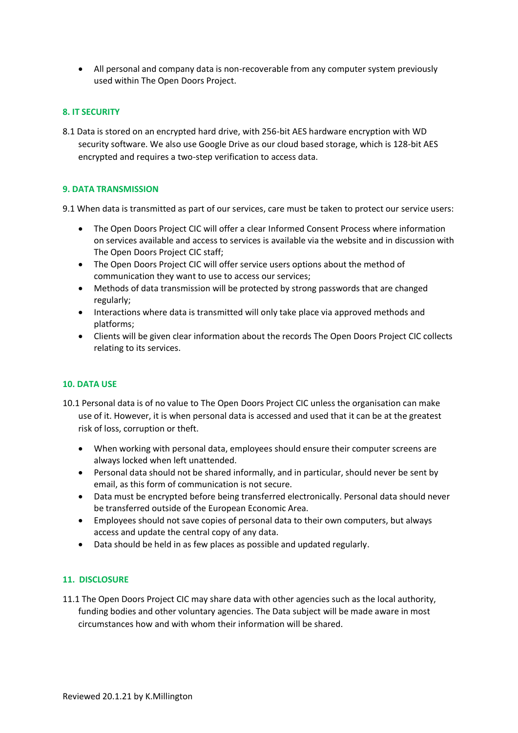- All personal and company data is non-recoverable from any computer system previously used within The Open Doors Project.

## 8. IT SECURITY

8.1 Data is stored on an encrypted hard drive, with 256-bit AES hardware encryption with WD security software. We also use Google Drive as our cloud based storage, which is 128-bit AES encrypted and requires a two-step verification to access data.

## 9. DATA TRANSMISSION

9.1 When data is transmitted as part of our services, care must be taken to protect our service users:

- The Open Doors Project CIC will offer a clear Informed Consent Process where information on services available and access to services is available via the website and in discussion with The Open Doors Project CIC staff;
- The Open Doors Project CIC will offer service users options about the method of communication they want to use to access our services;
- Methods of data transmission will be protected by strong passwords that are changed regularly;
- Interactions where data is transmitted will only take place via approved methods and platforms;
- Clients will be given clear information about the records The Open Doors Project CIC collects relating to its services.

## 10. DATA USE

10.1 Personal data is of no value to The Open Doors Project CIC unless the organisation can make use of it. However, it is when personal data is accessed and used that it can be at the greatest risk of loss, corruption or theft.

- When working with personal data, employees should ensure their computer screens are always locked when left unattended.
- Personal data should not be shared informally, and in particular, should never be sent by email, as this form of communication is not secure.
- Data must be encrypted before being transferred electronically. Personal data should never be transferred outside of the European Economic Area.
- Employees should not save copies of personal data to their own computers, but always access and update the central copy of any data.
- Data should be held in as few places as possible and updated regularly.

## 11. DISCLOSURE

11.1 The Open Doors Project CIC may share data with other agencies such as the local authority, funding bodies and other voluntary agencies. The Data subject will be made aware in most circumstances how and with whom their information will be shared.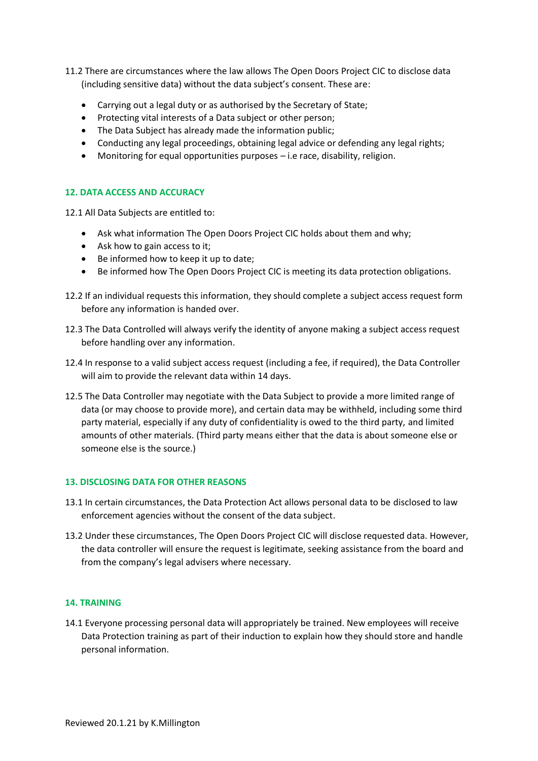11.2 There are circumstances where the law allows The Open Doors Project CIC to disclose data (including sensitive data) without the data subject's consent. These are:

- Carrying out a legal duty or as authorised by the Secretary of State;
- Protecting vital interests of a Data subject or other person;
- The Data Subject has already made the information public;
- Conducting any legal proceedings, obtaining legal advice or defending any legal rights;
- Monitoring for equal opportunities purposes – i.e race, disability, religion.

## 12. DATA ACCESS AND ACCURACY

12.1 All Data Subjects are entitled to:

- Ask what information The Open Doors Project CIC holds about them and why;
- Ask how to gain access to it;
- Be informed how to keep it up to date;
- Be informed how The Open Doors Project CIC is meeting its data protection obligations.

12.2 If an individual requests this information, they should complete a subject access request form before any information is handed over.

12.3 The Data Controlled will always verify the identity of anyone making a subject access request before handling over any information.

12.4 In response to a valid subject access request (including a fee, if required), the Data Controller will aim to provide the relevant data within 14 days.

12.5 The Data Controller may negotiate with the Data Subject to provide a more limited range of data (or may choose to provide more), and certain data may be withheld, including some third party material, especially if any duty of confidentiality is owed to the third party, and limited amounts of other materials. (Third party means either that the data is about someone else or someone else is the source.)

## 13. DISCLOSING DATA FOR OTHER REASONS

13.1 In certain circumstances, the Data Protection Act allows personal data to be disclosed to law enforcement agencies without the consent of the data subject.

13.2 Under these circumstances, The Open Doors Project CIC will disclose requested data. However, the data controller will ensure the request is legitimate, seeking assistance from the board and from the company's legal advisers where necessary.

## 14. TRAINING

14.1 Everyone processing personal data will appropriately be trained. New employees will receive Data Protection training as part of their induction to explain how they should store and handle personal information.

Reviewed 20.1.21 by K.Millington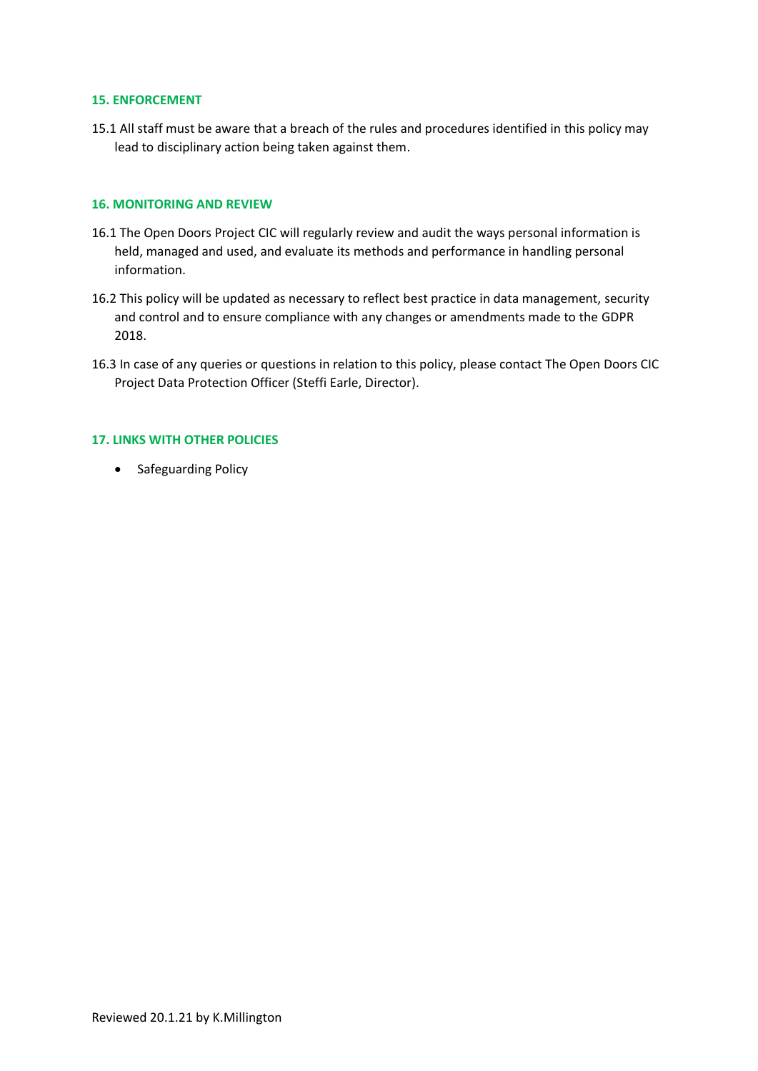## 15. ENFORCEMENT

15.1 All staff must be aware that a breach of the rules and procedures identified in this policy may lead to disciplinary action being taken against them.

## 16. MONITORING AND REVIEW

16.1 The Open Doors Project CIC will regularly review and audit the ways personal information is held, managed and used, and evaluate its methods and performance in handling personal information.

16.2 This policy will be updated as necessary to reflect best practice in data management, security and control and to ensure compliance with any changes or amendments made to the GDPR 2018.

16.3 In case of any queries or questions in relation to this policy, please contact The Open Doors CIC Project Data Protection Officer (Steffi Earle, Director).

## 17. LINKS WITH OTHER POLICIES

- Safeguarding Policy

Reviewed 20.1.21 by K.Millington